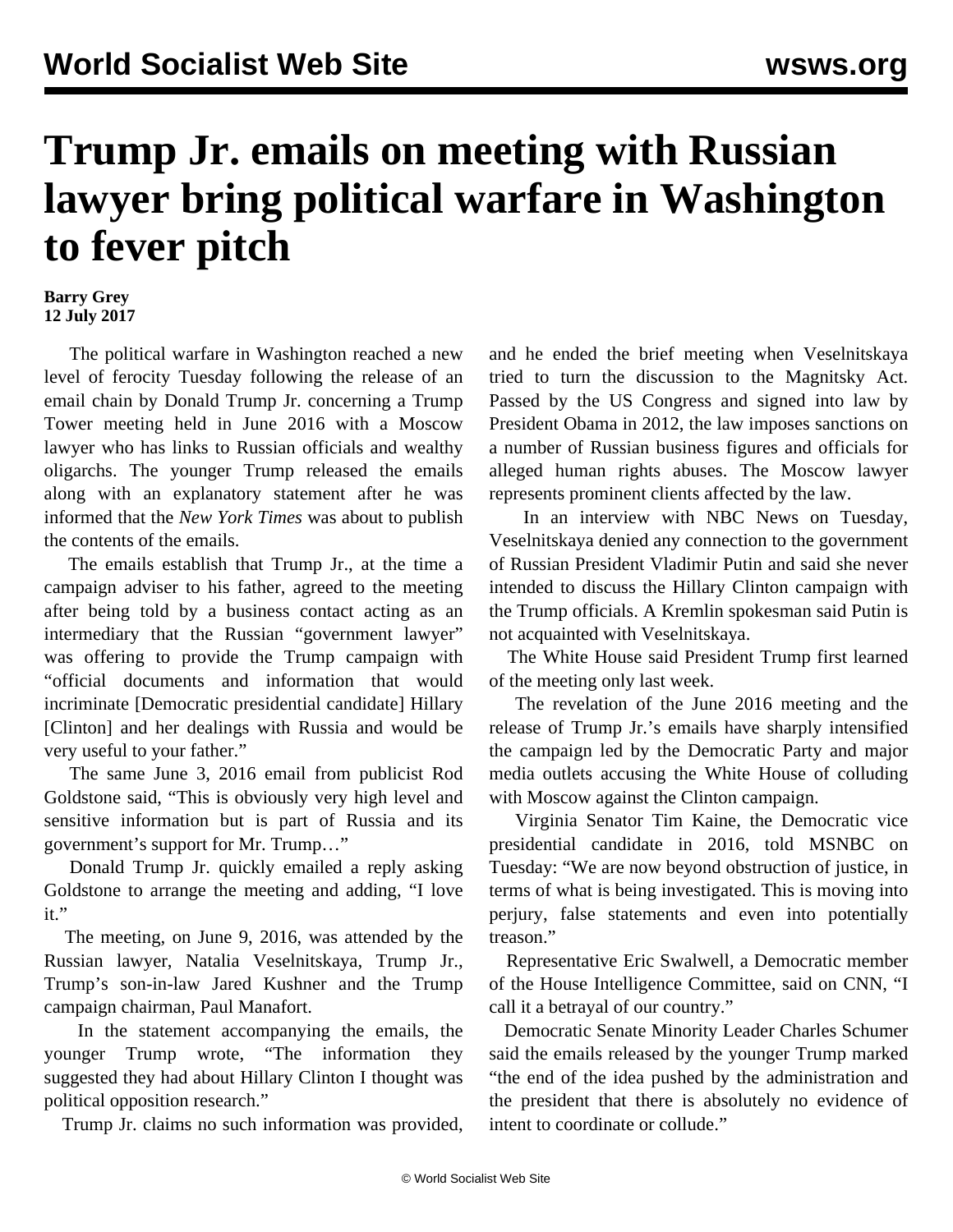# Trump Jr. emails on meeting with Russian lawyer bring political warfare in Washington to fever pitch

**Barry Grey**
**12 July 2017**

The political warfare in Washington reached a new level of ferocity Tuesday following the release of an email chain by Donald Trump Jr. concerning a Trump Tower meeting held in June 2016 with a Moscow lawyer who has links to Russian officials and wealthy oligarchs. The younger Trump released the emails along with an explanatory statement after he was informed that the *New York Times* was about to publish the contents of the emails.

The emails establish that Trump Jr., at the time a campaign adviser to his father, agreed to the meeting after being told by a business contact acting as an intermediary that the Russian "government lawyer" was offering to provide the Trump campaign with "official documents and information that would incriminate [Democratic presidential candidate] Hillary [Clinton] and her dealings with Russia and would be very useful to your father."

The same June 3, 2016 email from publicist Rod Goldstone said, "This is obviously very high level and sensitive information but is part of Russia and its government's support for Mr. Trump…"

Donald Trump Jr. quickly emailed a reply asking Goldstone to arrange the meeting and adding, "I love it."

The meeting, on June 9, 2016, was attended by the Russian lawyer, Natalia Veselnitskaya, Trump Jr., Trump's son-in-law Jared Kushner and the Trump campaign chairman, Paul Manafort.

In the statement accompanying the emails, the younger Trump wrote, "The information they suggested they had about Hillary Clinton I thought was political opposition research."

Trump Jr. claims no such information was provided, and he ended the brief meeting when Veselnitskaya tried to turn the discussion to the Magnitsky Act. Passed by the US Congress and signed into law by President Obama in 2012, the law imposes sanctions on a number of Russian business figures and officials for alleged human rights abuses. The Moscow lawyer represents prominent clients affected by the law.

In an interview with NBC News on Tuesday, Veselnitskaya denied any connection to the government of Russian President Vladimir Putin and said she never intended to discuss the Hillary Clinton campaign with the Trump officials. A Kremlin spokesman said Putin is not acquainted with Veselnitskaya.

The White House said President Trump first learned of the meeting only last week.

The revelation of the June 2016 meeting and the release of Trump Jr.'s emails have sharply intensified the campaign led by the Democratic Party and major media outlets accusing the White House of colluding with Moscow against the Clinton campaign.

Virginia Senator Tim Kaine, the Democratic vice presidential candidate in 2016, told MSNBC on Tuesday: "We are now beyond obstruction of justice, in terms of what is being investigated. This is moving into perjury, false statements and even into potentially treason."

Representative Eric Swalwell, a Democratic member of the House Intelligence Committee, said on CNN, "I call it a betrayal of our country."

Democratic Senate Minority Leader Charles Schumer said the emails released by the younger Trump marked "the end of the idea pushed by the administration and the president that there is absolutely no evidence of intent to coordinate or collude."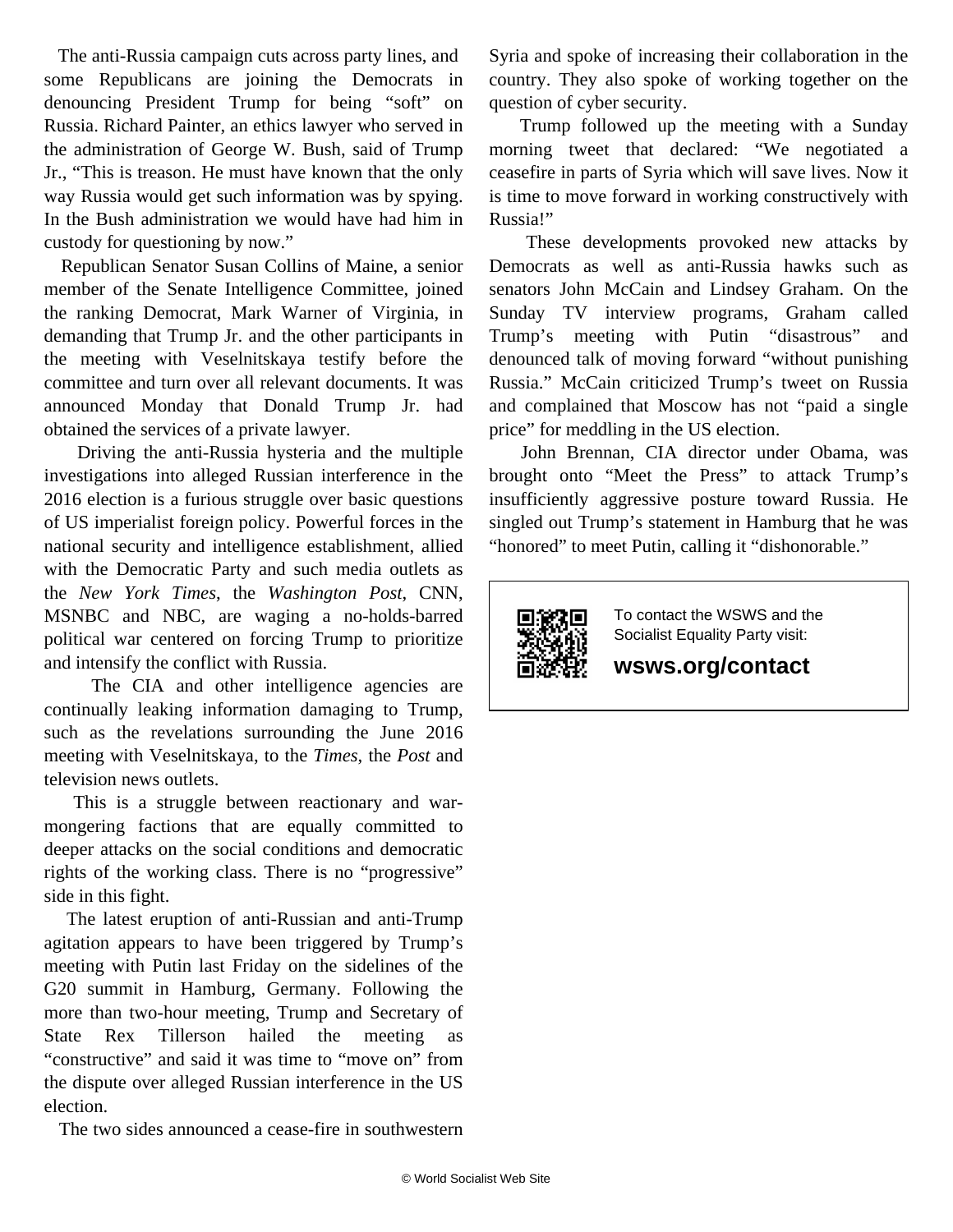The anti-Russia campaign cuts across party lines, and some Republicans are joining the Democrats in denouncing President Trump for being "soft" on Russia. Richard Painter, an ethics lawyer who served in the administration of George W. Bush, said of Trump Jr., "This is treason. He must have known that the only way Russia would get such information was by spying. In the Bush administration we would have had him in custody for questioning by now."

Republican Senator Susan Collins of Maine, a senior member of the Senate Intelligence Committee, joined the ranking Democrat, Mark Warner of Virginia, in demanding that Trump Jr. and the other participants in the meeting with Veselnitskaya testify before the committee and turn over all relevant documents. It was announced Monday that Donald Trump Jr. had obtained the services of a private lawyer.

Driving the anti-Russia hysteria and the multiple investigations into alleged Russian interference in the 2016 election is a furious struggle over basic questions of US imperialist foreign policy. Powerful forces in the national security and intelligence establishment, allied with the Democratic Party and such media outlets as the *New York Times*, the *Washington Post*, CNN, MSNBC and NBC, are waging a no-holds-barred political war centered on forcing Trump to prioritize and intensify the conflict with Russia.

The CIA and other intelligence agencies are continually leaking information damaging to Trump, such as the revelations surrounding the June 2016 meeting with Veselnitskaya, to the *Times*, the *Post* and television news outlets.

This is a struggle between reactionary and war-mongering factions that are equally committed to deeper attacks on the social conditions and democratic rights of the working class. There is no "progressive" side in this fight.

The latest eruption of anti-Russian and anti-Trump agitation appears to have been triggered by Trump's meeting with Putin last Friday on the sidelines of the G20 summit in Hamburg, Germany. Following the more than two-hour meeting, Trump and Secretary of State Rex Tillerson hailed the meeting as "constructive" and said it was time to "move on" from the dispute over alleged Russian interference in the US election.

The two sides announced a cease-fire in southwestern Syria and spoke of increasing their collaboration in the country. They also spoke of working together on the question of cyber security.

Trump followed up the meeting with a Sunday morning tweet that declared: "We negotiated a ceasefire in parts of Syria which will save lives. Now it is time to move forward in working constructively with Russia!"

These developments provoked new attacks by Democrats as well as anti-Russia hawks such as senators John McCain and Lindsey Graham. On the Sunday TV interview programs, Graham called Trump's meeting with Putin "disastrous" and denounced talk of moving forward "without punishing Russia." McCain criticized Trump's tweet on Russia and complained that Moscow has not "paid a single price" for meddling in the US election.

John Brennan, CIA director under Obama, was brought onto "Meet the Press" to attack Trump's insufficiently aggressive posture toward Russia. He singled out Trump's statement in Hamburg that he was "honored" to meet Putin, calling it "dishonorable."

To contact the WSWS and the Socialist Equality Party visit:

**wsws.org/contact**